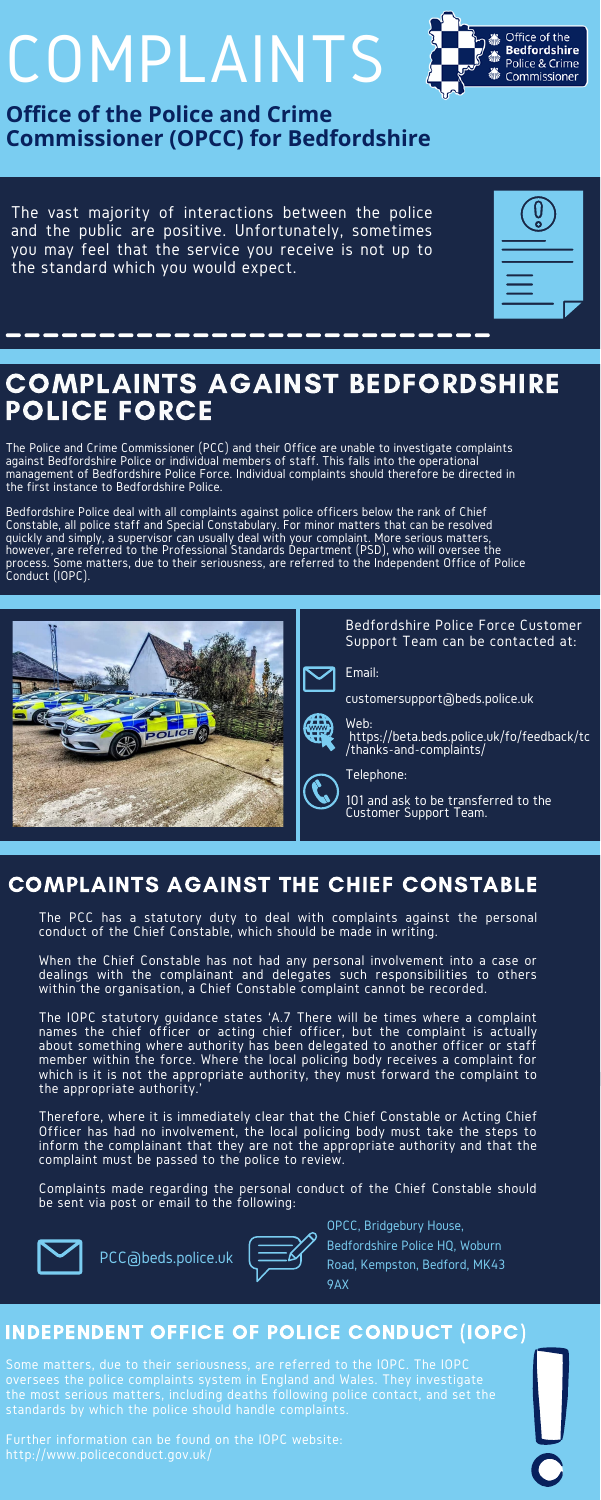# COMPLAINTS

## Office of the Police and Crime Commissioner (OPCC) for Bedfordshire

The vast majority of interactions between the police and the public are positive. Unfortunately, sometimes you may feel that the service you receive is not up to the standard which you would expect.

## COMPLAINTS AGAINST BEDFORDSHIRE POLICE FORCE

The Police and Crime Commissioner (PCC) and their Office are unable to investigate complaints against Bedfordshire Police or individual members of staff. This falls into the operational management of Bedfordshire Police Force. Individual complaints should therefore be directed in the first instance to Bedfordshire Police.

Bedfordshire Police deal with all complaints against police officers below the rank of Chief Constable, all police staff and Special Constabulary. For minor matters that can be resolved quickly and simply, a supervisor can usually deal with your complaint. More serious matters, however, are referred to the Professional Standards Department (PSD), who will oversee the process. Some matters, due to their seriousness, are referred to the Independent Office of Police Conduct (IOPC).

Bedfordshire Police Force Customer Support Team can be contacted at:

Email:

customersupport@beds.police.uk

Web:

https://beta.beds.police.uk/fo/feedback/tc/thanks-and-complaints/

Telephone:

101 and ask to be transferred to the Customer Support Team.

## COMPLAINTS AGAINST THE CHIEF CONSTABLE

The PCC has a statutory duty to deal with complaints against the personal conduct of the Chief Constable, which should be made in writing.

When the Chief Constable has not had any personal involvement into a case or dealings with the complainant and delegates such responsibilities to others within the organisation, a Chief Constable complaint cannot be recorded.

The IOPC statutory guidance states 'A.7 There will be times where a complaint names the chief officer or acting chief officer, but the complaint is actually about something where authority has been delegated to another officer or staff member within the force. Where the local policing body receives a complaint for which is it is not the appropriate authority, they must forward the complaint to the appropriate authority.'

Therefore, where it is immediately clear that the Chief Constable or Acting Chief Officer has had no involvement, the local policing body must take the steps to inform the complainant that they are not the appropriate authority and that the complaint must be passed to the police to review.

Complaints made regarding the personal conduct of the Chief Constable should be sent via post or email to the following:

PCC@beds.police.uk

OPCC, Bridgebury House, Bedfordshire Police HQ, Woburn Road, Kempston, Bedford, MK43 9AX

## INDEPENDENT OFFICE OF POLICE CONDUCT (IOPC)

Some matters, due to their seriousness, are referred to the IOPC. The IOPC oversees the police complaints system in England and Wales. They investigate the most serious matters, including deaths following police contact, and set the standards by which the police should handle complaints.

Further information can be found on the IOPC website: http://www.policeconduct.gov.uk/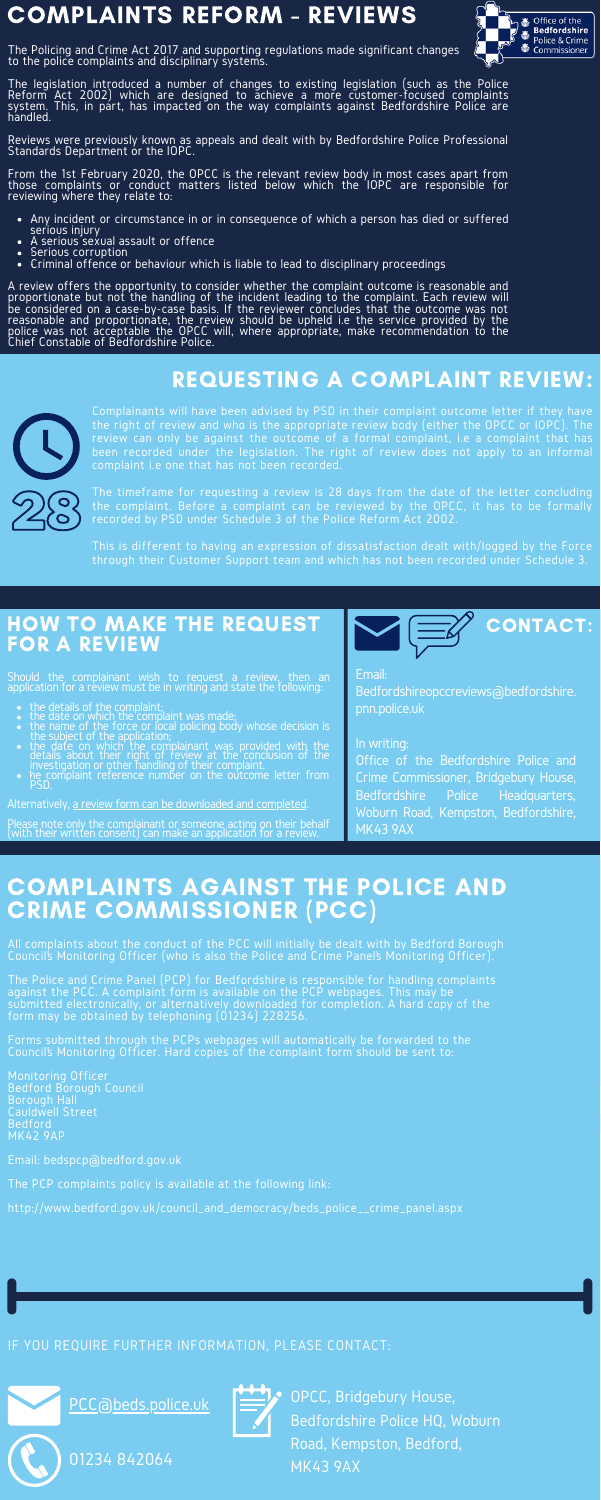# COMPLAINTS REFORM - REVIEWS

Office of the Bedfordshire Police & Crime Commissioner

The Policing and Crime Act 2017 and supporting regulations made significant changes to the police complaints and disciplinary systems.

The legislation introduced a number of changes to existing legislation (such as the Police Reform Act 2002) which are designed to achieve a more customer-focused complaints system. This, in part, has impacted on the way complaints against Bedfordshire Police are handled.

Reviews were previously known as appeals and dealt with by Bedfordshire Police Professional Standards Department or the IOPC.

From the 1st February 2020, the OPCC is the relevant review body in most cases apart from those complaints or conduct matters listed below which the IOPC are responsible for reviewing where they relate to:

- Any incident or circumstance in or in consequence of which a person has died or suffered serious injury
- A serious sexual assault or offence
- Serious corruption
- Criminal offence or behaviour which is liable to lead to disciplinary proceedings

A review offers the opportunity to consider whether the complaint outcome is reasonable and proportionate but not the handling of the incident leading to the complaint. Each review will be considered on a case-by-case basis. If the reviewer concludes that the outcome was not reasonable and proportionate, the review should be upheld i.e the service provided by the police was not acceptable the OPCC will, where appropriate, make recommendation to the Chief Constable of Bedfordshire Police.

## REQUESTING A COMPLAINT REVIEW:

28

Complainants will have been advised by PSD in their complaint outcome letter if they have the right of review and who is the appropriate review body (either the OPCC or IOPC). The review can only be against the outcome of a formal complaint, i.e a complaint that has been recorded under the legislation. The right of review does not apply to an informal complaint i.e one that has not been recorded.

The timeframe for requesting a review is 28 days from the date of the letter concluding the complaint. Before a complaint can be reviewed by the OPCC, it has to be formally recorded by PSD under Schedule 3 of the Police Reform Act 2002.

This is different to having an expression of dissatisfaction dealt with/logged by the Force through their Customer Support team and which has not been recorded under Schedule 3.

## HOW TO MAKE THE REQUEST FOR A REVIEW

Should the complainant wish to request a review, then an application for a review must be in writing and state the following:

- the details of the complaint;
- the date on which the complaint was made;
- the name of the force or local policing body whose decision is the subject of the application;
- the date on which the complainant was provided with the details about their right of review at the conclusion of the investigation or other handling of their complaint.
- he complaint reference number on the outcome letter from PSD.

Alternatively, a review form can be downloaded and completed.

Please note only the complainant or someone acting on their behalf (with their written consent) can make an application for a review.

## CONTACT:

Email:
Bedfordshireopccreviews@bedfordshire.pnn.police.uk

In writing:
Office of the Bedfordshire Police and Crime Commissioner, Bridgebury House, Bedfordshire Police Headquarters, Woburn Road, Kempston, Bedfordshire, MK43 9AX

## COMPLAINTS AGAINST THE POLICE AND CRIME COMMISSIONER (PCC)

All complaints about the conduct of the PCC will initially be dealt with by Bedford Borough Council's Monitoring Officer (who is also the Police and Crime Panel's Monitoring Officer).

The Police and Crime Panel (PCP) for Bedfordshire is responsible for handling complaints against the PCC. A complaint form is available on the PCP webpages. This may be submitted electronically, or alternatively downloaded for completion. A hard copy of the form may be obtained by telephoning (01234) 228256.

Forms submitted through the PCPs webpages will automatically be forwarded to the Council's Monitoring Officer. Hard copies of the complaint form should be sent to:

Monitoring Officer
Bedford Borough Council
Borough Hall
Cauldwell Street
Bedford
MK42 9AP

Email: bedspcp@bedford.gov.uk

The PCP complaints policy is available at the following link:

http://www.bedford.gov.uk/council_and_democracy/beds_police__crime_panel.aspx

IF YOU REQUIRE FURTHER INFORMATION, PLEASE CONTACT:

PCC@beds.police.uk

01234 842064

OPCC, Bridgebury House, Bedfordshire Police HQ, Woburn Road, Kempston, Bedford, MK43 9AX